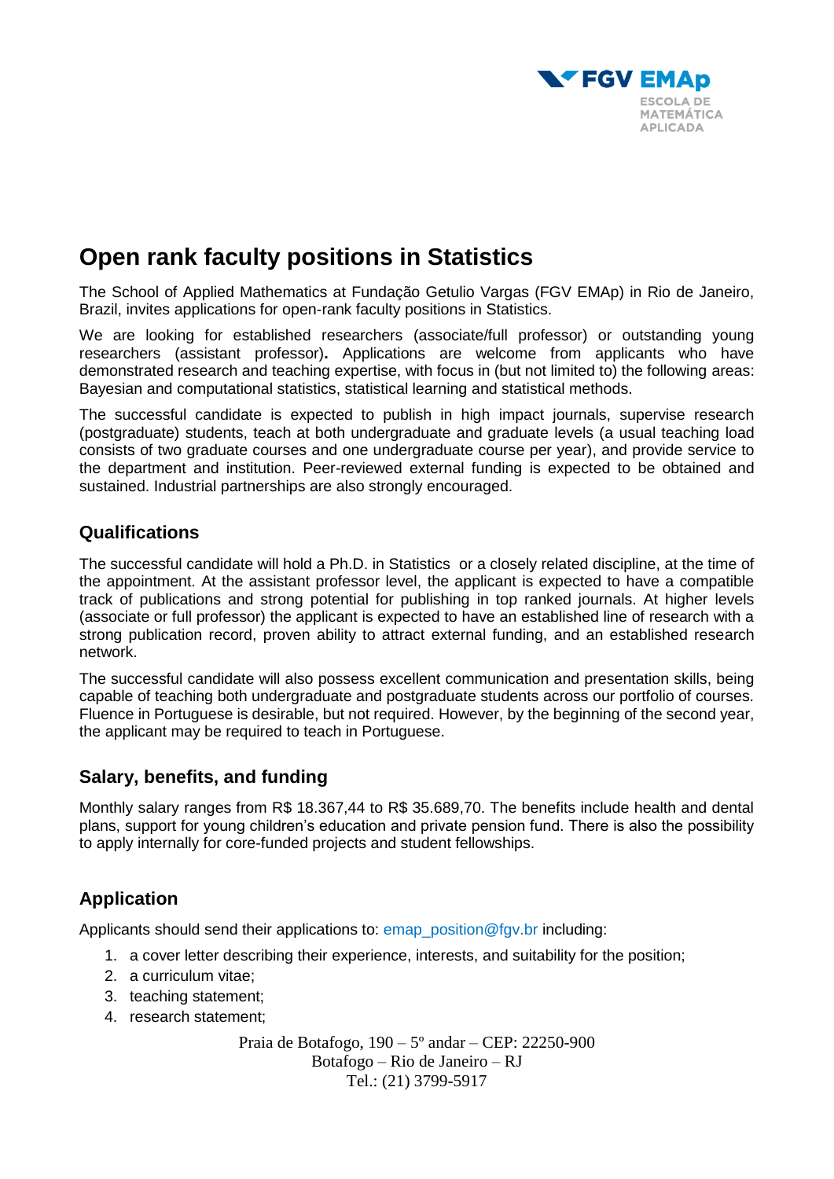# Open rank faculty positions in Statistics

The School of Applied Mathematics at Fundação Getulio Vargas (FGV EMAp) in Rio de Janeiro, Brazil, invites applications for open-rank faculty positions in Statistics.

We are looking for established researchers (associate/full professor) or outstanding young researchers (assistant professor). Applications are welcome from applicants who have demonstrated research and teaching expertise, with focus in (but not limited to) the following areas: Bayesian and computational statistics, statistical learning and statistical methods.

The successful candidate is expected to publish in high impact journals, supervise research (postgraduate) students, teach at both undergraduate and graduate levels (a usual teaching load consists of two graduate courses and one undergraduate course per year), and provide service to the department and institution. Peer-reviewed external funding is expected to be obtained and sustained. Industrial partnerships are also strongly encouraged.

## Qualifications

The successful candidate will hold a Ph.D. in Statistics or a closely related discipline, at the time of the appointment. At the assistant professor level, the applicant is expected to have a compatible track of publications and strong potential for publishing in top ranked journals. At higher levels (associate or full professor) the applicant is expected to have an established line of research with a strong publication record, proven ability to attract external funding, and an established research network.

The successful candidate will also possess excellent communication and presentation skills, being capable of teaching both undergraduate and postgraduate students across our portfolio of courses. Fluence in Portuguese is desirable, but not required. However, by the beginning of the second year, the applicant may be required to teach in Portuguese.

## Salary, benefits, and funding

Monthly salary ranges from R$ 18.367,44 to R$ 35.689,70. The benefits include health and dental plans, support for young children's education and private pension fund. There is also the possibility to apply internally for core-funded projects and student fellowships.

## Application

Applicants should send their applications to: emap_position@fgv.br including:

1. a cover letter describing their experience, interests, and suitability for the position;
2. a curriculum vitae;
3. teaching statement;
4. research statement;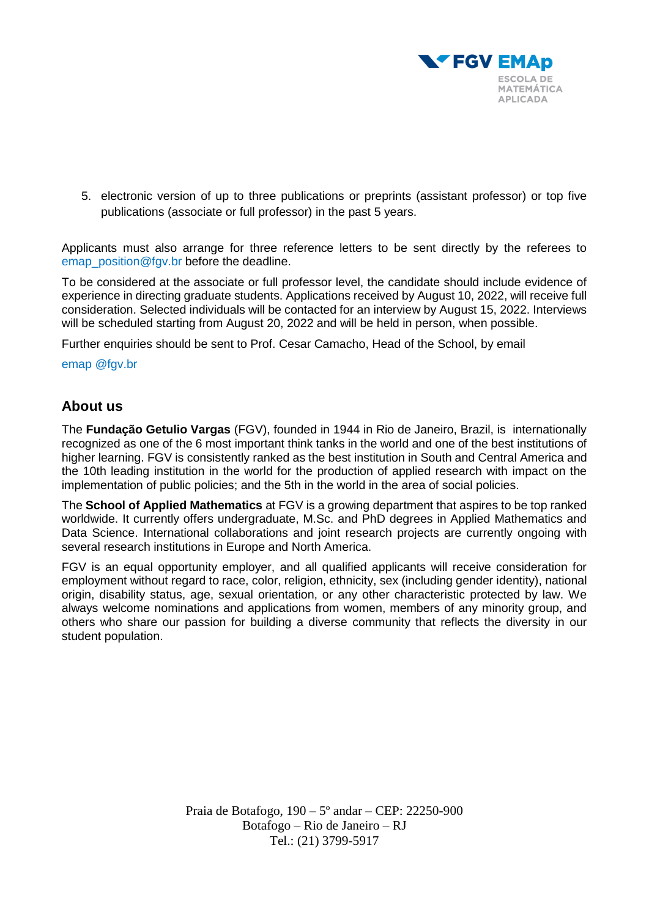5. electronic version of up to three publications or preprints (assistant professor) or top five publications (associate or full professor) in the past 5 years.

Applicants must also arrange for three reference letters to be sent directly by the referees to emap_position@fgv.br before the deadline.

To be considered at the associate or full professor level, the candidate should include evidence of experience in directing graduate students. Applications received by August 10, 2022, will receive full consideration. Selected individuals will be contacted for an interview by August 15, 2022. Interviews will be scheduled starting from August 20, 2022 and will be held in person, when possible.

Further enquiries should be sent to Prof. Cesar Camacho, Head of the School, by email

emap @fgv.br

## About us

The **Fundação Getulio Vargas** (FGV), founded in 1944 in Rio de Janeiro, Brazil, is internationally recognized as one of the 6 most important think tanks in the world and one of the best institutions of higher learning. FGV is consistently ranked as the best institution in South and Central America and the 10th leading institution in the world for the production of applied research with impact on the implementation of public policies; and the 5th in the world in the area of social policies.

The **School of Applied Mathematics** at FGV is a growing department that aspires to be top ranked worldwide. It currently offers undergraduate, M.Sc. and PhD degrees in Applied Mathematics and Data Science. International collaborations and joint research projects are currently ongoing with several research institutions in Europe and North America.

FGV is an equal opportunity employer, and all qualified applicants will receive consideration for employment without regard to race, color, religion, ethnicity, sex (including gender identity), national origin, disability status, age, sexual orientation, or any other characteristic protected by law. We always welcome nominations and applications from women, members of any minority group, and others who share our passion for building a diverse community that reflects the diversity in our student population.

Praia de Botafogo, 190 – 5º andar – CEP: 22250-900
Botafogo – Rio de Janeiro – RJ
Tel.: (21) 3799-5917